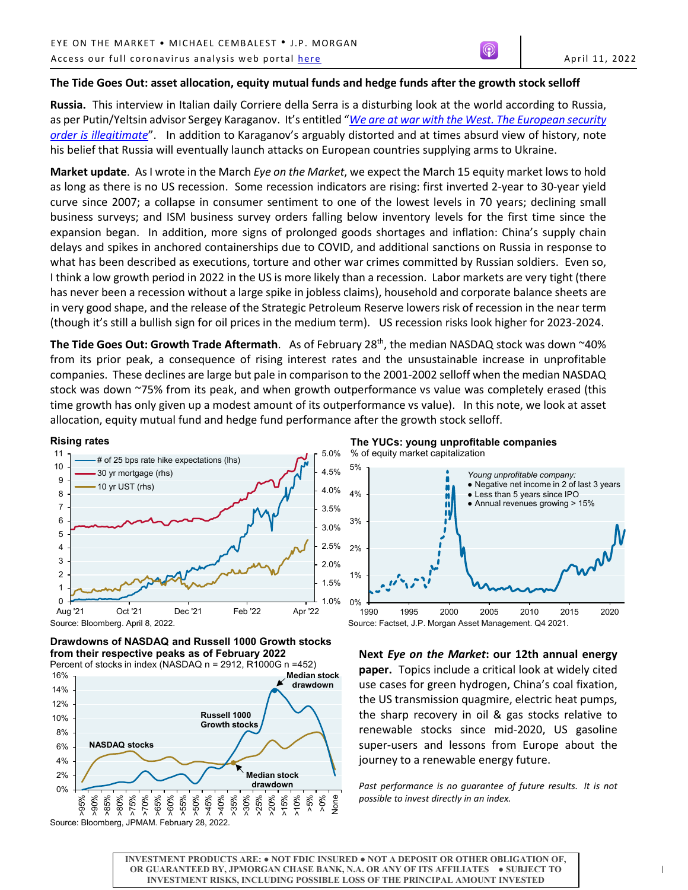EYE ON THE MARKET • MICHAEL CEMBALEST • J.P. MORGAN

Access our full coronavirus analysis web portal here

April 11, 2022

## The Tide Goes Out: asset allocation, equity mutual funds and hedge funds after the growth stock selloff

**Russia.** This interview in Italian daily Corriere della Serra is a disturbing look at the world according to Russia, as per Putin/Yeltsin advisor Sergey Karaganov. It's entitled "*We are at war with the West. The European security order is illegitimate*". In addition to Karaganov's arguably distorted and at times absurd view of history, note his belief that Russia will eventually launch attacks on European countries supplying arms to Ukraine.

**Market update**. As I wrote in the March *Eye on the Market*, we expect the March 15 equity market lows to hold as long as there is no US recession. Some recession indicators are rising: first inverted 2-year to 30-year yield curve since 2007; a collapse in consumer sentiment to one of the lowest levels in 70 years; declining small business surveys; and ISM business survey orders falling below inventory levels for the first time since the expansion began. In addition, more signs of prolonged goods shortages and inflation: China's supply chain delays and spikes in anchored containerships due to COVID, and additional sanctions on Russia in response to what has been described as executions, torture and other war crimes committed by Russian soldiers. Even so, I think a low growth period in 2022 in the US is more likely than a recession. Labor markets are very tight (there has never been a recession without a large spike in jobless claims), household and corporate balance sheets are in very good shape, and the release of the Strategic Petroleum Reserve lowers risk of recession in the near term (though it's still a bullish sign for oil prices in the medium term). US recession risks look higher for 2023-2024.

**The Tide Goes Out: Growth Trade Aftermath**. As of February 28th, the median NASDAQ stock was down ~40% from its prior peak, a consequence of rising interest rates and the unsustainable increase in unprofitable companies. These declines are large but pale in comparison to the 2001-2002 selloff when the median NASDAQ stock was down ~75% from its peak, and when growth outperformance vs value was completely erased (this time growth has only given up a modest amount of its outperformance vs value). In this note, we look at asset allocation, equity mutual fund and hedge fund performance after the growth stock selloff.

**Rising rates**

Source: Bloomberg. April 8, 2022.

**The YUCs: young unprofitable companies**

% of equity market capitalization

Young unprofitable company:
- Negative net income in 2 of last 3 years
- Less than 5 years since IPO
- Annual revenues growing > 15%

Source: Factset, J.P. Morgan Asset Management. Q4 2021.

**Drawdowns of NASDAQ and Russell 1000 Growth stocks from their respective peaks as of February 2022**

Percent of stocks in index (NASDAQ n = 2912, R1000G n =452)

Source: Bloomberg, JPMAM. February 28, 2022.

**Next *Eye on the Market*: our 12th annual energy paper.** Topics include a critical look at widely cited use cases for green hydrogen, China's coal fixation, the US transmission quagmire, electric heat pumps, the sharp recovery in oil & gas stocks relative to renewable stocks since mid-2020, US gasoline super-users and lessons from Europe about the journey to a renewable energy future.

*Past performance is no guarantee of future results. It is not possible to invest directly in an index.*

INVESTMENT PRODUCTS ARE: • NOT FDIC INSURED • NOT A DEPOSIT OR OTHER OBLIGATION OF, OR GUARANTEED BY, JPMORGAN CHASE BANK, N.A. OR ANY OF ITS AFFILIATES • SUBJECT TO INVESTMENT RISKS, INCLUDING POSSIBLE LOSS OF THE PRINCIPAL AMOUNT INVESTED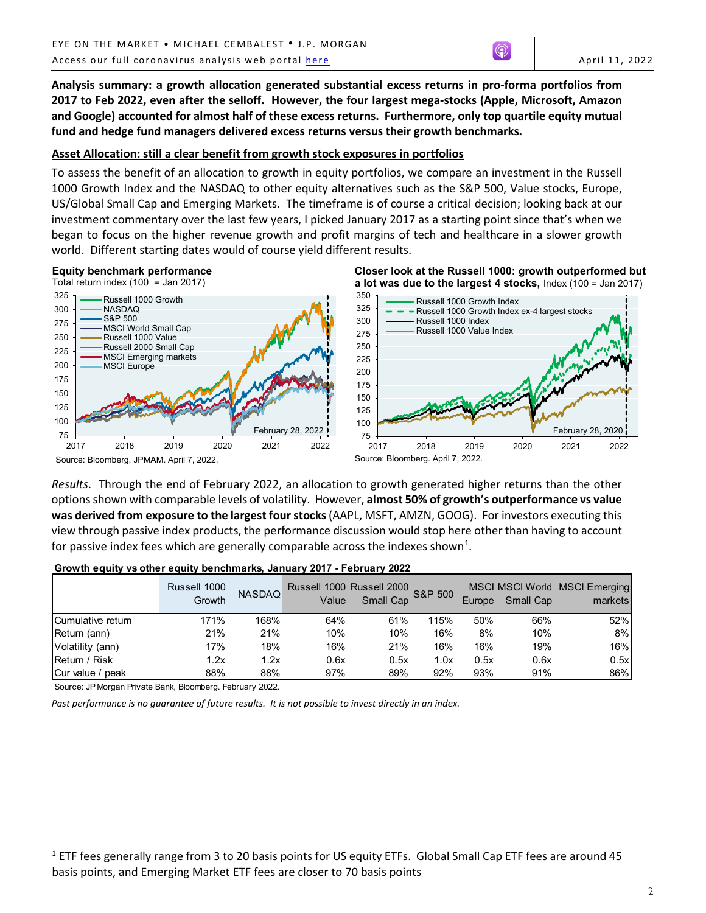**Analysis summary: a growth allocation generated substantial excess returns in pro-forma portfolios from 2017 to Feb 2022, even after the selloff. However, the four largest mega-stocks (Apple, Microsoft, Amazon and Google) accounted for almost half of these excess returns. Furthermore, only top quartile equity mutual fund and hedge fund managers delivered excess returns versus their growth benchmarks.**

## Asset Allocation: still a clear benefit from growth stock exposures in portfolios

To assess the benefit of an allocation to growth in equity portfolios, we compare an investment in the Russell 1000 Growth Index and the NASDAQ to other equity alternatives such as the S&P 500, Value stocks, Europe, US/Global Small Cap and Emerging Markets. The timeframe is of course a critical decision; looking back at our investment commentary over the last few years, I picked January 2017 as a starting point since that's when we began to focus on the higher revenue growth and profit margins of tech and healthcare in a slower growth world. Different starting dates would of course yield different results.

**Equity benchmark performance**
Total return index (100 = Jan 2017)

Source: Bloomberg, JPMAM. April 7, 2022.

**Closer look at the Russell 1000: growth outperformed but a lot was due to the largest 4 stocks,** Index (100 = Jan 2017)

Source: Bloomberg. April 7, 2022.

*Results*. Through the end of February 2022, an allocation to growth generated higher returns than the other options shown with comparable levels of volatility. However, **almost 50% of growth's outperformance vs value was derived from exposure to the largest four stocks** (AAPL, MSFT, AMZN, GOOG). For investors executing this view through passive index products, the performance discussion would stop here other than having to account for passive index fees which are generally comparable across the indexes shown[1].

**Growth equity vs other equity benchmarks, January 2017 - February 2022**

| | Russell 1000 Growth | NASDAQ | Russell 1000 Value | Russell 2000 Small Cap | S&P 500 | MSCI Europe | MSCI World Small Cap | MSCI Emerging markets |
|---|---|---|---|---|---|---|---|---|
| Cumulative return | 171% | 168% | 64% | 61% | 115% | 50% | 66% | 52% |
| Return (ann) | 21% | 21% | 10% | 10% | 16% | 8% | 10% | 8% |
| Volatility (ann) | 17% | 18% | 16% | 21% | 16% | 16% | 19% | 16% |
| Return / Risk | 1.2x | 1.2x | 0.6x | 0.5x | 1.0x | 0.5x | 0.6x | 0.5x |
| Cur value / peak | 88% | 88% | 97% | 89% | 92% | 93% | 91% | 86% |

Source: JP Morgan Private Bank, Bloomberg. February 2022.

*Past performance is no guarantee of future results. It is not possible to invest directly in an index.*

[1] ETF fees generally range from 3 to 20 basis points for US equity ETFs. Global Small Cap ETF fees are around 45 basis points, and Emerging Market ETF fees are closer to 70 basis points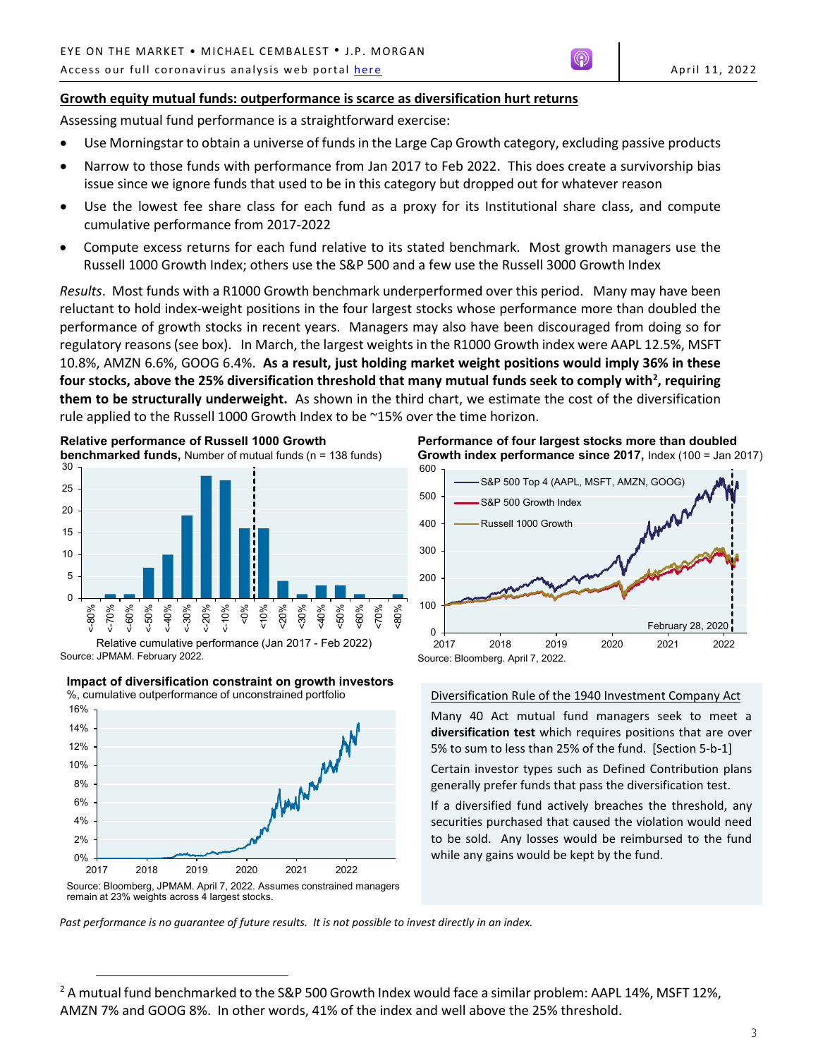## Growth equity mutual funds: outperformance is scarce as diversification hurt returns

Assessing mutual fund performance is a straightforward exercise:

- Use Morningstar to obtain a universe of funds in the Large Cap Growth category, excluding passive products
- Narrow to those funds with performance from Jan 2017 to Feb 2022. This does create a survivorship bias issue since we ignore funds that used to be in this category but dropped out for whatever reason
- Use the lowest fee share class for each fund as a proxy for its Institutional share class, and compute cumulative performance from 2017-2022
- Compute excess returns for each fund relative to its stated benchmark. Most growth managers use the Russell 1000 Growth Index; others use the S&P 500 and a few use the Russell 3000 Growth Index

*Results*. Most funds with a R1000 Growth benchmark underperformed over this period. Many may have been reluctant to hold index-weight positions in the four largest stocks whose performance more than doubled the performance of growth stocks in recent years. Managers may also have been discouraged from doing so for regulatory reasons (see box). In March, the largest weights in the R1000 Growth index were AAPL 12.5%, MSFT 10.8%, AMZN 6.6%, GOOG 6.4%. **As a result, just holding market weight positions would imply 36% in these four stocks, above the 25% diversification threshold that many mutual funds seek to comply with[2], requiring them to be structurally underweight.** As shown in the third chart, we estimate the cost of the diversification rule applied to the Russell 1000 Growth Index to be ~15% over the time horizon.

**Relative performance of Russell 1000 Growth benchmarked funds,** Number of mutual funds (n = 138 funds)

| Relative cumulative performance (Jan 2017 - Feb 2022) | Number of funds |
|---|---|
| <-80% | 0 |
| <-70% | 1 |
| <-60% | 1 |
| <-50% | 7 |
| <-40% | 10 |
| <-30% | 19 |
| <-20% | 28 |
| <-10% | 27 |
| <0% | 16 |
| <10% | 16 |
| <20% | 4 |
| <30% | 1 |
| <40% | 3 |
| <50% | 3 |
| <60% | 1 |
| <70% | 0 |
| <80% | 1 |

Source: JPMAM. February 2022.

**Performance of four largest stocks more than doubled Growth index performance since 2017,** Index (100 = Jan 2017)

S&P 500 Top 4 (AAPL, MSFT, AMZN, GOOG); S&P 500 Growth Index; Russell 1000 Growth

February 28, 2020

Source: Bloomberg. April 7, 2022.

**Impact of diversification constraint on growth investors**
%, cumulative outperformance of unconstrained portfolio

Source: Bloomberg, JPMAM. April 7, 2022. Assumes constrained managers remain at 23% weights across 4 largest stocks.

**Diversification Rule of the 1940 Investment Company Act**

Many 40 Act mutual fund managers seek to meet a **diversification test** which requires positions that are over 5% to sum to less than 25% of the fund. [Section 5-b-1]

Certain investor types such as Defined Contribution plans generally prefer funds that pass the diversification test.

If a diversified fund actively breaches the threshold, any securities purchased that caused the violation would need to be sold. Any losses would be reimbursed to the fund while any gains would be kept by the fund.

*Past performance is no guarantee of future results. It is not possible to invest directly in an index.*

[2] A mutual fund benchmarked to the S&P 500 Growth Index would face a similar problem: AAPL 14%, MSFT 12%, AMZN 7% and GOOG 8%. In other words, 41% of the index and well above the 25% threshold.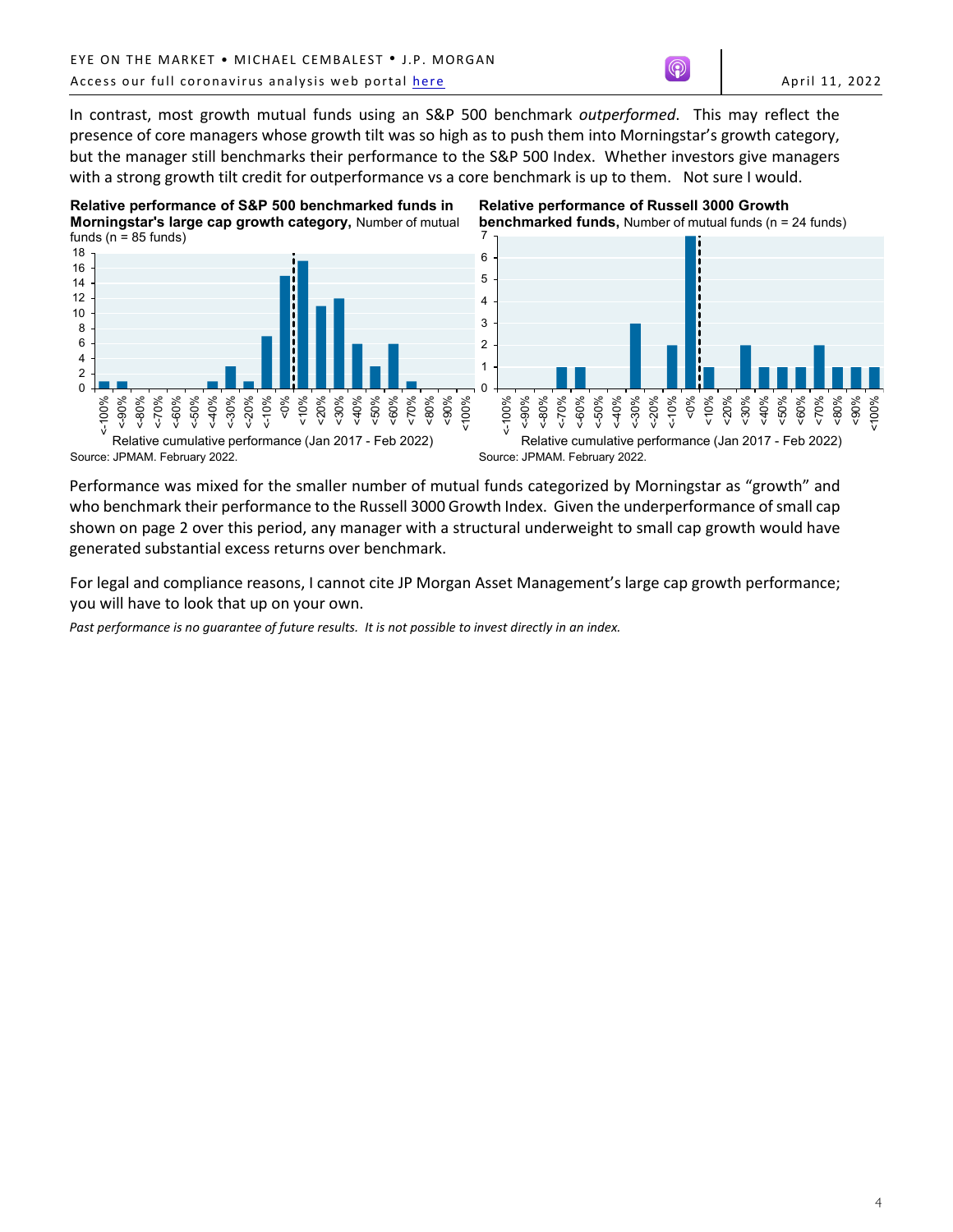In contrast, most growth mutual funds using an S&P 500 benchmark *outperformed*. This may reflect the presence of core managers whose growth tilt was so high as to push them into Morningstar's growth category, but the manager still benchmarks their performance to the S&P 500 Index. Whether investors give managers with a strong growth tilt credit for outperformance vs a core benchmark is up to them. Not sure I would.

**Relative performance of S&P 500 benchmarked funds in Morningstar's large cap growth category,** Number of mutual funds (n = 85 funds)

| Relative cumulative performance (Jan 2017 - Feb 2022) | Number of funds |
|---|---|
| <-100% | 1 |
| <-90% | 1 |
| <-80% | 0 |
| <-70% | 0 |
| <-60% | 0 |
| <-50% | 0 |
| <-40% | 1 |
| <-30% | 3 |
| <-20% | 1 |
| <-10% | 7 |
| <0% | 15 |
| <10% | 17 |
| <20% | 11 |
| <30% | 12 |
| <40% | 6 |
| <50% | 3 |
| <60% | 6 |
| <70% | 1 |
| <80% | 0 |
| <90% | 0 |
| <100% | 0 |

Source: JPMAM. February 2022.

**Relative performance of Russell 3000 Growth benchmarked funds,** Number of mutual funds (n = 24 funds)

| Relative cumulative performance (Jan 2017 - Feb 2022) | Number of funds |
|---|---|
| <-100% | 0 |
| <-90% | 0 |
| <-80% | 0 |
| <-70% | 1 |
| <-60% | 1 |
| <-50% | 0 |
| <-40% | 0 |
| <-30% | 3 |
| <-20% | 0 |
| <-10% | 2 |
| <0% | 7 |
| <10% | 1 |
| <20% | 0 |
| <30% | 2 |
| <40% | 1 |
| <50% | 1 |
| <60% | 1 |
| <70% | 2 |
| <80% | 1 |
| <90% | 1 |
| <100% | 1 |

Source: JPMAM. February 2022.

Performance was mixed for the smaller number of mutual funds categorized by Morningstar as "growth" and who benchmark their performance to the Russell 3000 Growth Index. Given the underperformance of small cap shown on page 2 over this period, any manager with a structural underweight to small cap growth would have generated substantial excess returns over benchmark.

For legal and compliance reasons, I cannot cite JP Morgan Asset Management's large cap growth performance; you will have to look that up on your own.

*Past performance is no guarantee of future results. It is not possible to invest directly in an index.*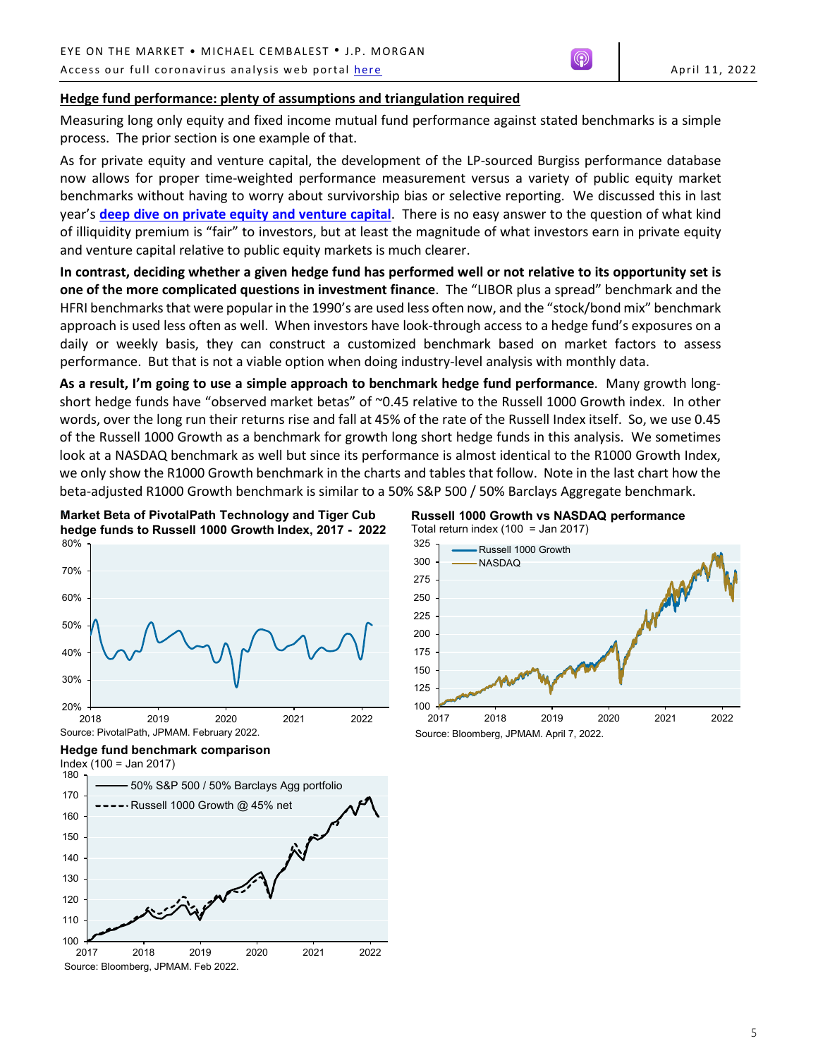## Hedge fund performance: plenty of assumptions and triangulation required

Measuring long only equity and fixed income mutual fund performance against stated benchmarks is a simple process. The prior section is one example of that.

As for private equity and venture capital, the development of the LP-sourced Burgiss performance database now allows for proper time-weighted performance measurement versus a variety of public equity market benchmarks without having to worry about survivorship bias or selective reporting. We discussed this in last year's **deep dive on private equity and venture capital**. There is no easy answer to the question of what kind of illiquidity premium is "fair" to investors, but at least the magnitude of what investors earn in private equity and venture capital relative to public equity markets is much clearer.

**In contrast, deciding whether a given hedge fund has performed well or not relative to its opportunity set is one of the more complicated questions in investment finance**. The "LIBOR plus a spread" benchmark and the HFRI benchmarks that were popular in the 1990's are used less often now, and the "stock/bond mix" benchmark approach is used less often as well. When investors have look-through access to a hedge fund's exposures on a daily or weekly basis, they can construct a customized benchmark based on market factors to assess performance. But that is not a viable option when doing industry-level analysis with monthly data.

**As a result, I'm going to use a simple approach to benchmark hedge fund performance**. Many growth long-short hedge funds have "observed market betas" of ~0.45 relative to the Russell 1000 Growth index. In other words, over the long run their returns rise and fall at 45% of the rate of the Russell Index itself. So, we use 0.45 of the Russell 1000 Growth as a benchmark for growth long short hedge funds in this analysis. We sometimes look at a NASDAQ benchmark as well but since its performance is almost identical to the R1000 Growth Index, we only show the R1000 Growth benchmark in the charts and tables that follow. Note in the last chart how the beta-adjusted R1000 Growth benchmark is similar to a 50% S&P 500 / 50% Barclays Aggregate benchmark.

**Market Beta of PivotalPath Technology and Tiger Cub hedge funds to Russell 1000 Growth Index, 2017 - 2022**

Source: PivotalPath, JPMAM. February 2022.

**Russell 1000 Growth vs NASDAQ performance**
Total return index (100 = Jan 2017)

Source: Bloomberg, JPMAM. April 7, 2022.

**Hedge fund benchmark comparison**
Index (100 = Jan 2017)

Source: Bloomberg, JPMAM. Feb 2022.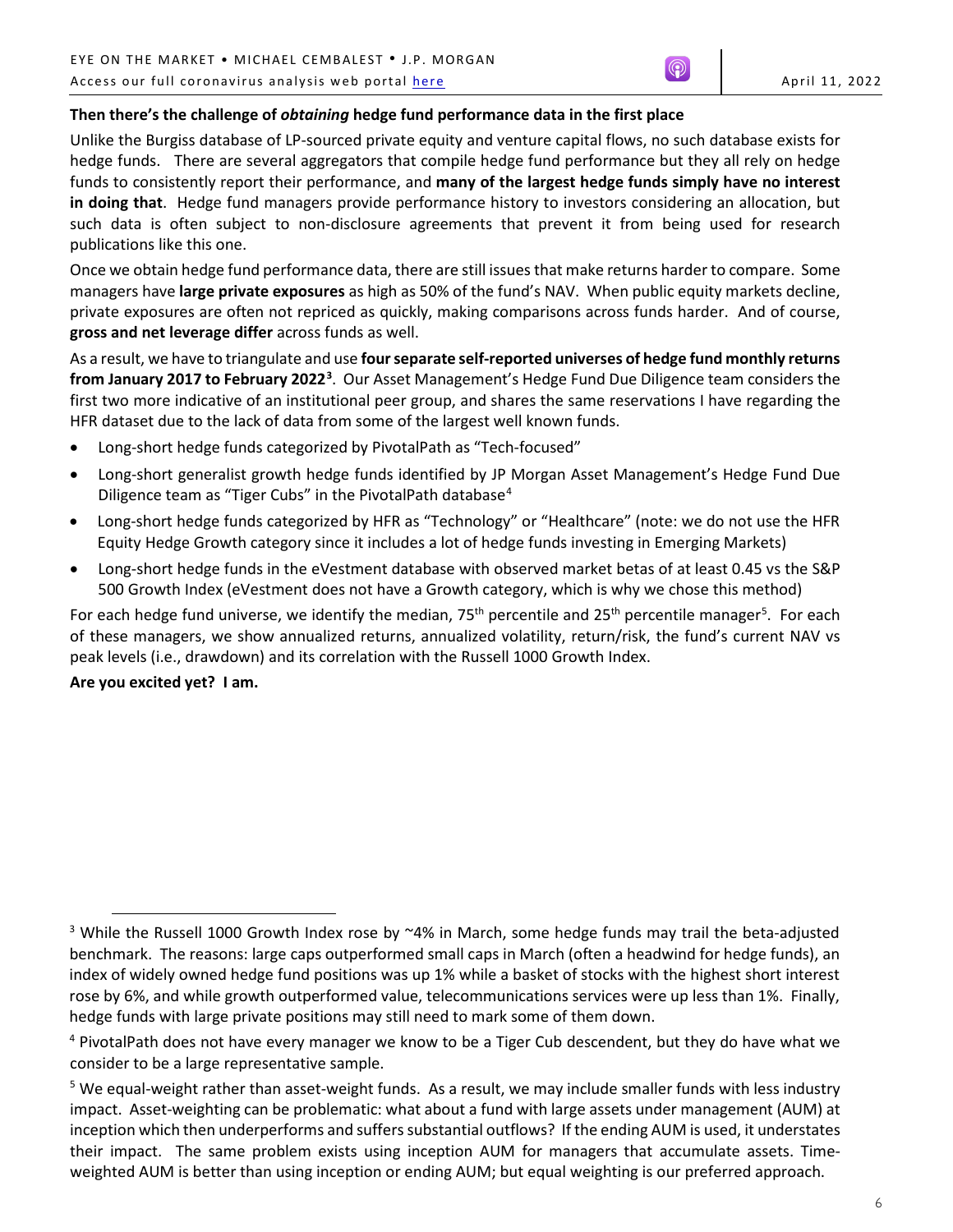**Then there's the challenge of *obtaining* hedge fund performance data in the first place**

Unlike the Burgiss database of LP-sourced private equity and venture capital flows, no such database exists for hedge funds. There are several aggregators that compile hedge fund performance but they all rely on hedge funds to consistently report their performance, and **many of the largest hedge funds simply have no interest in doing that**. Hedge fund managers provide performance history to investors considering an allocation, but such data is often subject to non-disclosure agreements that prevent it from being used for research publications like this one.

Once we obtain hedge fund performance data, there are still issues that make returns harder to compare. Some managers have **large private exposures** as high as 50% of the fund's NAV. When public equity markets decline, private exposures are often not repriced as quickly, making comparisons across funds harder. And of course, **gross and net leverage differ** across funds as well.

As a result, we have to triangulate and use **four separate self-reported universes of hedge fund monthly returns from January 2017 to February 2022**[3]. Our Asset Management's Hedge Fund Due Diligence team considers the first two more indicative of an institutional peer group, and shares the same reservations I have regarding the HFR dataset due to the lack of data from some of the largest well known funds.

- Long-short hedge funds categorized by PivotalPath as "Tech-focused"
- Long-short generalist growth hedge funds identified by JP Morgan Asset Management's Hedge Fund Due Diligence team as "Tiger Cubs" in the PivotalPath database[4]
- Long-short hedge funds categorized by HFR as "Technology" or "Healthcare" (note: we do not use the HFR Equity Hedge Growth category since it includes a lot of hedge funds investing in Emerging Markets)
- Long-short hedge funds in the eVestment database with observed market betas of at least 0.45 vs the S&P 500 Growth Index (eVestment does not have a Growth category, which is why we chose this method)

For each hedge fund universe, we identify the median, 75th percentile and 25th percentile manager[5]. For each of these managers, we show annualized returns, annualized volatility, return/risk, the fund's current NAV vs peak levels (i.e., drawdown) and its correlation with the Russell 1000 Growth Index.

**Are you excited yet? I am.**

---

[3] While the Russell 1000 Growth Index rose by ~4% in March, some hedge funds may trail the beta-adjusted benchmark. The reasons: large caps outperformed small caps in March (often a headwind for hedge funds), an index of widely owned hedge fund positions was up 1% while a basket of stocks with the highest short interest rose by 6%, and while growth outperformed value, telecommunications services were up less than 1%. Finally, hedge funds with large private positions may still need to mark some of them down.

[4] PivotalPath does not have every manager we know to be a Tiger Cub descendent, but they do have what we consider to be a large representative sample.

[5] We equal-weight rather than asset-weight funds. As a result, we may include smaller funds with less industry impact. Asset-weighting can be problematic: what about a fund with large assets under management (AUM) at inception which then underperforms and suffers substantial outflows? If the ending AUM is used, it understates their impact. The same problem exists using inception AUM for managers that accumulate assets. Time-weighted AUM is better than using inception or ending AUM; but equal weighting is our preferred approach.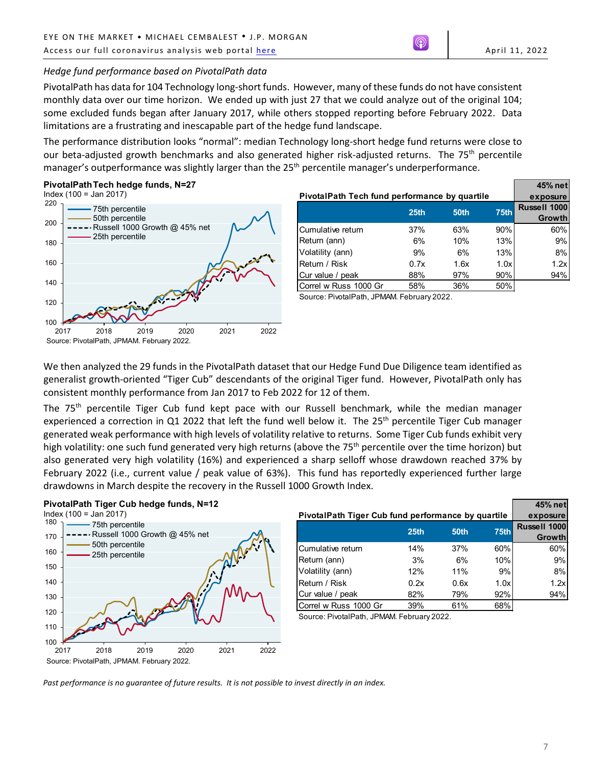*Hedge fund performance based on PivotalPath data*

PivotalPath has data for 104 Technology long-short funds. However, many of these funds do not have consistent monthly data over our time horizon. We ended up with just 27 that we could analyze out of the original 104; some excluded funds began after January 2017, while others stopped reporting before February 2022. Data limitations are a frustrating and inescapable part of the hedge fund landscape.

The performance distribution looks "normal": median Technology long-short hedge fund returns were close to our beta-adjusted growth benchmarks and also generated higher risk-adjusted returns. The 75th percentile manager's outperformance was slightly larger than the 25th percentile manager's underperformance.

**PivotalPath Tech hedge funds, N=27**
Index (100 = Jan 2017)

Source: PivotalPath, JPMAM. February 2022.

**PivotalPath Tech fund performance by quartile**

| | 25th | 50th | 75th | 45% net exposure Russell 1000 Growth |
|---|---|---|---|---|
| Cumulative return | 37% | 63% | 90% | 60% |
| Return (ann) | 6% | 10% | 13% | 9% |
| Volatility (ann) | 9% | 6% | 13% | 8% |
| Return / Risk | 0.7x | 1.6x | 1.0x | 1.2x |
| Cur value / peak | 88% | 97% | 90% | 94% |
| Correl w Russ 1000 Gr | 58% | 36% | 50% | |

Source: PivotalPath, JPMAM. February 2022.

We then analyzed the 29 funds in the PivotalPath dataset that our Hedge Fund Due Diligence team identified as generalist growth-oriented "Tiger Cub" descendants of the original Tiger fund. However, PivotalPath only has consistent monthly performance from Jan 2017 to Feb 2022 for 12 of them.

The 75th percentile Tiger Cub fund kept pace with our Russell benchmark, while the median manager experienced a correction in Q1 2022 that left the fund well below it. The 25th percentile Tiger Cub manager generated weak performance with high levels of volatility relative to returns. Some Tiger Cub funds exhibit very high volatility: one such fund generated very high returns (above the 75th percentile over the time horizon) but also generated very high volatility (16%) and experienced a sharp selloff whose drawdown reached 37% by February 2022 (i.e., current value / peak value of 63%). This fund has reportedly experienced further large drawdowns in March despite the recovery in the Russell 1000 Growth Index.

**PivotalPath Tiger Cub hedge funds, N=12**
Index (100 = Jan 2017)

Source: PivotalPath, JPMAM. February 2022.

**PivotalPath Tiger Cub fund performance by quartile**

| | 25th | 50th | 75th | 45% net exposure Russell 1000 Growth |
|---|---|---|---|---|
| Cumulative return | 14% | 37% | 60% | 60% |
| Return (ann) | 3% | 6% | 10% | 9% |
| Volatility (ann) | 12% | 11% | 9% | 8% |
| Return / Risk | 0.2x | 0.6x | 1.0x | 1.2x |
| Cur value / peak | 82% | 79% | 92% | 94% |
| Correl w Russ 1000 Gr | 39% | 61% | 68% | |

Source: PivotalPath, JPMAM. February 2022.

*Past performance is no guarantee of future results. It is not possible to invest directly in an index.*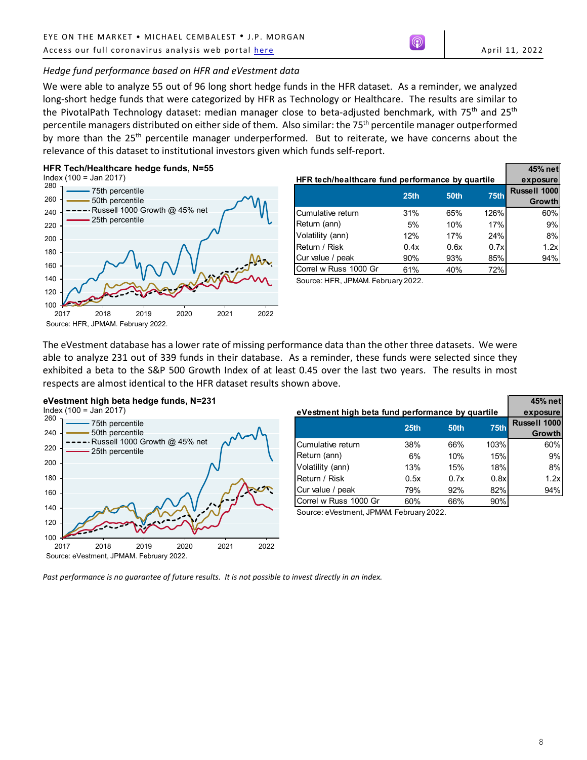*Hedge fund performance based on HFR and eVestment data*

We were able to analyze 55 out of 96 long short hedge funds in the HFR dataset. As a reminder, we analyzed long-short hedge funds that were categorized by HFR as Technology or Healthcare. The results are similar to the PivotalPath Technology dataset: median manager close to beta-adjusted benchmark, with 75th and 25th percentile managers distributed on either side of them. Also similar: the 75th percentile manager outperformed by more than the 25th percentile manager underperformed. But to reiterate, we have concerns about the relevance of this dataset to institutional investors given which funds self-report.

**HFR Tech/Healthcare hedge funds, N=55**

Index (100 = Jan 2017)

Source: HFR, JPMAM. February 2022.

**HFR tech/healthcare fund performance by quartile**

| | 25th | 50th | 75th | 45% net exposure Russell 1000 Growth |
|---|---|---|---|---|
| Cumulative return | 31% | 65% | 126% | 60% |
| Return (ann) | 5% | 10% | 17% | 9% |
| Volatility (ann) | 12% | 17% | 24% | 8% |
| Return / Risk | 0.4x | 0.6x | 0.7x | 1.2x |
| Cur value / peak | 90% | 93% | 85% | 94% |
| Correl w Russ 1000 Gr | 61% | 40% | 72% | |

Source: HFR, JPMAM. February 2022.

The eVestment database has a lower rate of missing performance data than the other three datasets. We were able to analyze 231 out of 339 funds in their database. As a reminder, these funds were selected since they exhibited a beta to the S&P 500 Growth Index of at least 0.45 over the last two years. The results in most respects are almost identical to the HFR dataset results shown above.

**eVestment high beta hedge funds, N=231**

Index (100 = Jan 2017)

Source: eVestment, JPMAM. February 2022.

**eVestment high beta fund performance by quartile**

| | 25th | 50th | 75th | 45% net exposure Russell 1000 Growth |
|---|---|---|---|---|
| Cumulative return | 38% | 66% | 103% | 60% |
| Return (ann) | 6% | 10% | 15% | 9% |
| Volatility (ann) | 13% | 15% | 18% | 8% |
| Return / Risk | 0.5x | 0.7x | 0.8x | 1.2x |
| Cur value / peak | 79% | 92% | 82% | 94% |
| Correl w Russ 1000 Gr | 60% | 66% | 90% | |

Source: eVestment, JPMAM. February 2022.

*Past performance is no guarantee of future results. It is not possible to invest directly in an index.*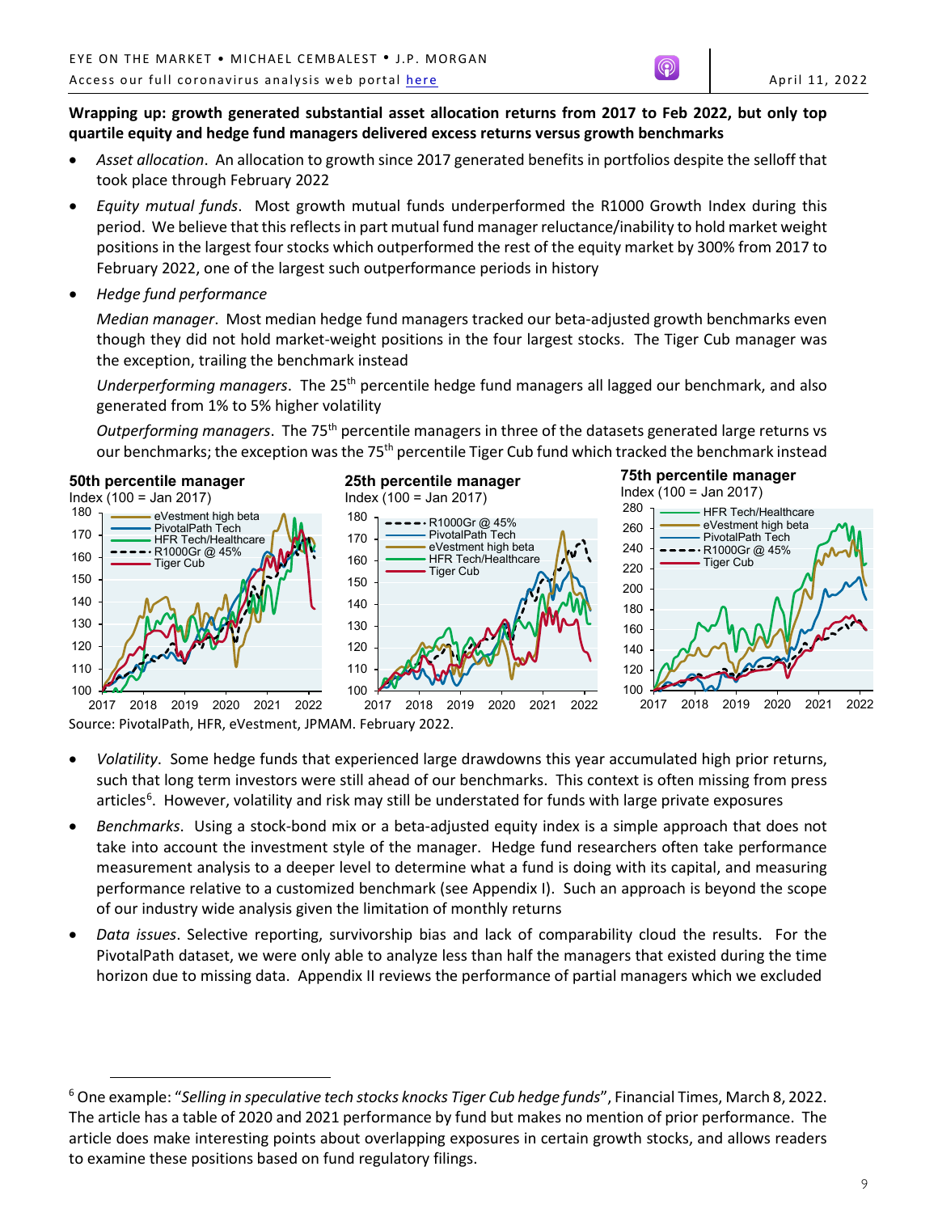**Wrapping up: growth generated substantial asset allocation returns from 2017 to Feb 2022, but only top quartile equity and hedge fund managers delivered excess returns versus growth benchmarks**

- *Asset allocation*. An allocation to growth since 2017 generated benefits in portfolios despite the selloff that took place through February 2022
- *Equity mutual funds*. Most growth mutual funds underperformed the R1000 Growth Index during this period. We believe that this reflects in part mutual fund manager reluctance/inability to hold market weight positions in the largest four stocks which outperformed the rest of the equity market by 300% from 2017 to February 2022, one of the largest such outperformance periods in history
- *Hedge fund performance*

  *Median manager*. Most median hedge fund managers tracked our beta-adjusted growth benchmarks even though they did not hold market-weight positions in the four largest stocks. The Tiger Cub manager was the exception, trailing the benchmark instead

  *Underperforming managers*. The 25th percentile hedge fund managers all lagged our benchmark, and also generated from 1% to 5% higher volatility

  *Outperforming managers*. The 75th percentile managers in three of the datasets generated large returns vs our benchmarks; the exception was the 75th percentile Tiger Cub fund which tracked the benchmark instead

**50th percentile manager**
Index (100 = Jan 2017)

**25th percentile manager**
Index (100 = Jan 2017)

**75th percentile manager**
Index (100 = Jan 2017)

Source: PivotalPath, HFR, eVestment, JPMAM. February 2022.

- *Volatility*. Some hedge funds that experienced large drawdowns this year accumulated high prior returns, such that long term investors were still ahead of our benchmarks. This context is often missing from press articles[6]. However, volatility and risk may still be understated for funds with large private exposures
- *Benchmarks*. Using a stock-bond mix or a beta-adjusted equity index is a simple approach that does not take into account the investment style of the manager. Hedge fund researchers often take performance measurement analysis to a deeper level to determine what a fund is doing with its capital, and measuring performance relative to a customized benchmark (see Appendix I). Such an approach is beyond the scope of our industry wide analysis given the limitation of monthly returns
- *Data issues*. Selective reporting, survivorship bias and lack of comparability cloud the results. For the PivotalPath dataset, we were only able to analyze less than half the managers that existed during the time horizon due to missing data. Appendix II reviews the performance of partial managers which we excluded

[6] One example: "*Selling in speculative tech stocks knocks Tiger Cub hedge funds*", Financial Times, March 8, 2022. The article has a table of 2020 and 2021 performance by fund but makes no mention of prior performance. The article does make interesting points about overlapping exposures in certain growth stocks, and allows readers to examine these positions based on fund regulatory filings.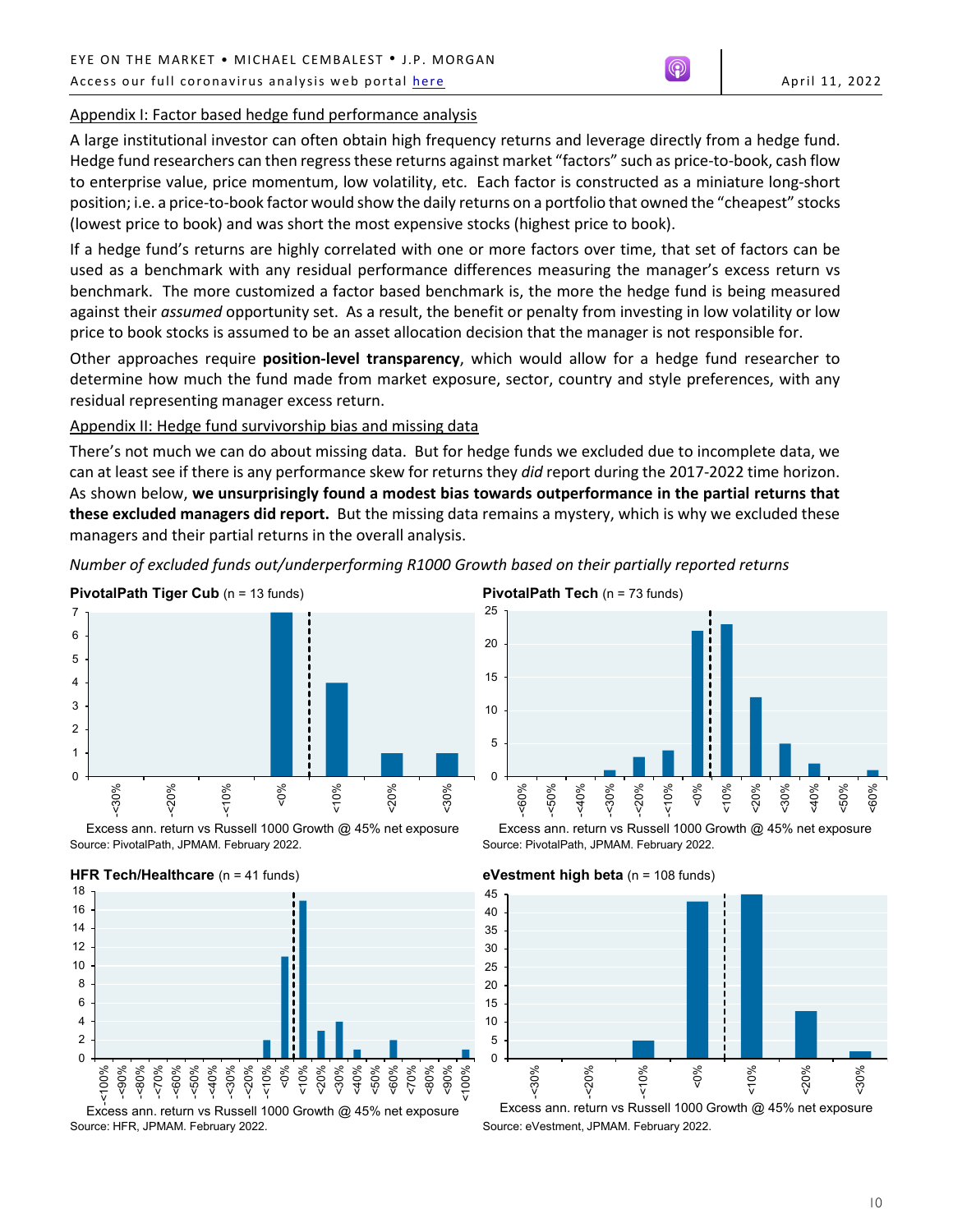## Appendix I: Factor based hedge fund performance analysis

A large institutional investor can often obtain high frequency returns and leverage directly from a hedge fund. Hedge fund researchers can then regress these returns against market "factors" such as price-to-book, cash flow to enterprise value, price momentum, low volatility, etc. Each factor is constructed as a miniature long-short position; i.e. a price-to-book factor would show the daily returns on a portfolio that owned the "cheapest" stocks (lowest price to book) and was short the most expensive stocks (highest price to book).

If a hedge fund's returns are highly correlated with one or more factors over time, that set of factors can be used as a benchmark with any residual performance differences measuring the manager's excess return vs benchmark. The more customized a factor based benchmark is, the more the hedge fund is being measured against their *assumed* opportunity set. As a result, the benefit or penalty from investing in low volatility or low price to book stocks is assumed to be an asset allocation decision that the manager is not responsible for.

Other approaches require **position-level transparency**, which would allow for a hedge fund researcher to determine how much the fund made from market exposure, sector, country and style preferences, with any residual representing manager excess return.

## Appendix II: Hedge fund survivorship bias and missing data

There's not much we can do about missing data. But for hedge funds we excluded due to incomplete data, we can at least see if there is any performance skew for returns they *did* report during the 2017-2022 time horizon. As shown below, **we unsurprisingly found a modest bias towards outperformance in the partial returns that these excluded managers did report.** But the missing data remains a mystery, which is why we excluded these managers and their partial returns in the overall analysis.

*Number of excluded funds out/underperforming R1000 Growth based on their partially reported returns*

**PivotalPath Tiger Cub** (n = 13 funds)

| Excess ann. return | <-30% | <-20% | <-10% | <0% | <10% | <20% | <30% |
|---|---|---|---|---|---|---|---|
| Number of funds | 0 | 0 | 0 | 7 | 4 | 1 | 1 |

Excess ann. return vs Russell 1000 Growth @ 45% net exposure
Source: PivotalPath, JPMAM. February 2022.

**PivotalPath Tech** (n = 73 funds)

| Excess ann. return | <-60% | <-50% | <-40% | <-30% | <-20% | <-10% | <0% | <10% | <20% | <30% | <40% | <50% | <60% |
|---|---|---|---|---|---|---|---|---|---|---|---|---|---|
| Number of funds | 0 | 0 | 0 | 1 | 3 | 4 | 22 | 23 | 12 | 5 | 2 | 0 | 1 |

Excess ann. return vs Russell 1000 Growth @ 45% net exposure
Source: PivotalPath, JPMAM. February 2022.

**HFR Tech/Healthcare** (n = 41 funds)

| Excess ann. return | <-100% | <-90% | <-80% | <-70% | <-60% | <-50% | <-40% | <-30% | <-20% | <-10% | <0% | <10% | <20% | <30% | <40% | <50% | <60% | <70% | <80% | <90% | <100% |
|---|---|---|---|---|---|---|---|---|---|---|---|---|---|---|---|---|---|---|---|---|---|
| Number of funds | 0 | 0 | 0 | 0 | 0 | 0 | 0 | 0 | 0 | 2 | 11 | 17 | 3 | 4 | 1 | 0 | 2 | 0 | 0 | 0 | 1 |

Excess ann. return vs Russell 1000 Growth @ 45% net exposure
Source: HFR, JPMAM. February 2022.

**eVestment high beta** (n = 108 funds)

| Excess ann. return | <-30% | <-20% | <-10% | <0% | <10% | <20% | <30% |
|---|---|---|---|---|---|---|---|
| Number of funds | 0 | 0 | 5 | 43 | 45 | 13 | 2 |

Excess ann. return vs Russell 1000 Growth @ 45% net exposure
Source: eVestment, JPMAM. February 2022.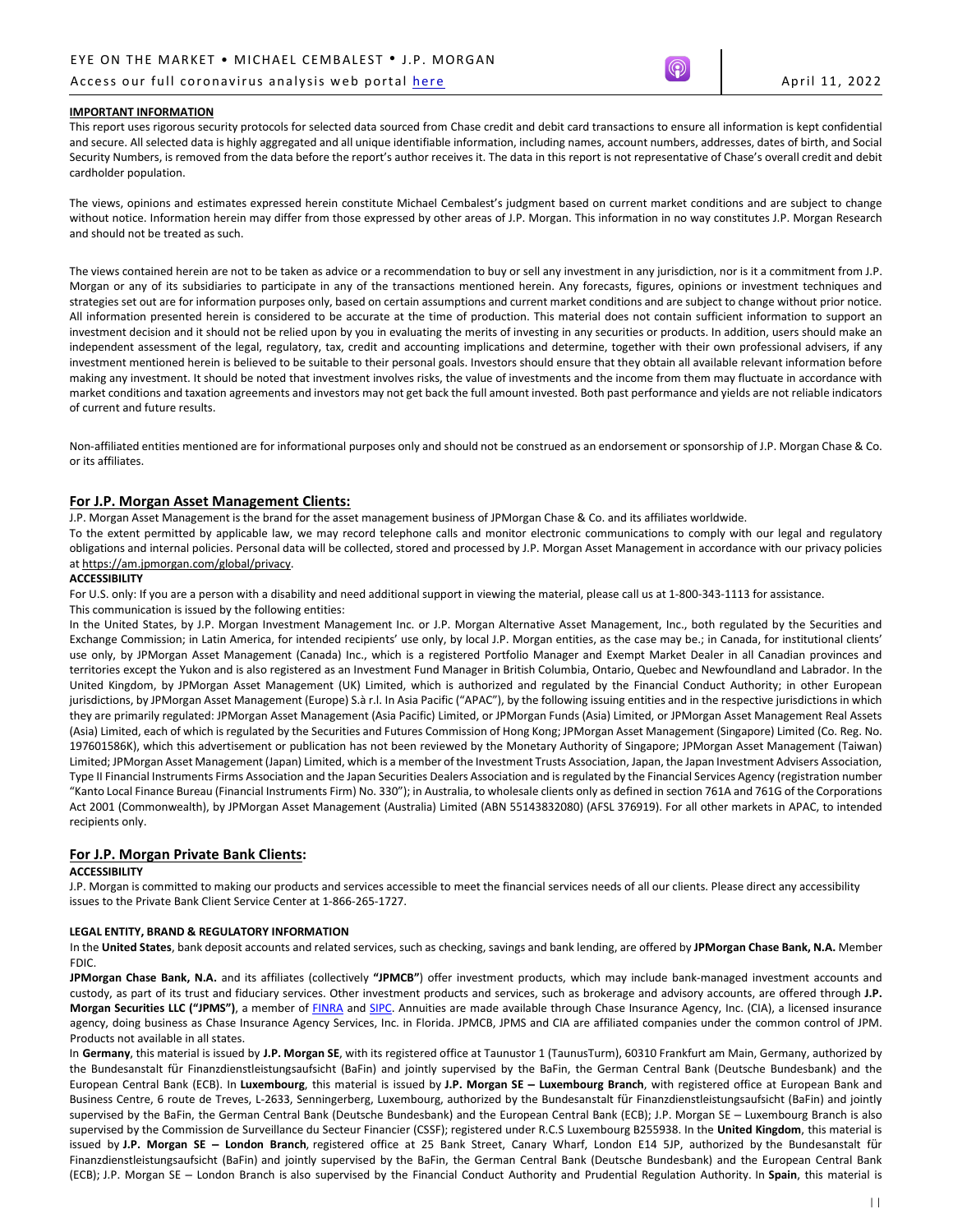**IMPORTANT INFORMATION**

This report uses rigorous security protocols for selected data sourced from Chase credit and debit card transactions to ensure all information is kept confidential and secure. All selected data is highly aggregated and all unique identifiable information, including names, account numbers, addresses, dates of birth, and Social Security Numbers, is removed from the data before the report's author receives it. The data in this report is not representative of Chase's overall credit and debit cardholder population.

The views, opinions and estimates expressed herein constitute Michael Cembalest's judgment based on current market conditions and are subject to change without notice. Information herein may differ from those expressed by other areas of J.P. Morgan. This information in no way constitutes J.P. Morgan Research and should not be treated as such.

The views contained herein are not to be taken as advice or a recommendation to buy or sell any investment in any jurisdiction, nor is it a commitment from J.P. Morgan or any of its subsidiaries to participate in any of the transactions mentioned herein. Any forecasts, figures, opinions or investment techniques and strategies set out are for information purposes only, based on certain assumptions and current market conditions and are subject to change without prior notice. All information presented herein is considered to be accurate at the time of production. This material does not contain sufficient information to support an investment decision and it should not be relied upon by you in evaluating the merits of investing in any securities or products. In addition, users should make an independent assessment of the legal, regulatory, tax, credit and accounting implications and determine, together with their own professional advisers, if any investment mentioned herein is believed to be suitable to their personal goals. Investors should ensure that they obtain all available relevant information before making any investment. It should be noted that investment involves risks, the value of investments and the income from them may fluctuate in accordance with market conditions and taxation agreements and investors may not get back the full amount invested. Both past performance and yields are not reliable indicators of current and future results.

Non-affiliated entities mentioned are for informational purposes only and should not be construed as an endorsement or sponsorship of J.P. Morgan Chase & Co. or its affiliates.

## For J.P. Morgan Asset Management Clients:

J.P. Morgan Asset Management is the brand for the asset management business of JPMorgan Chase & Co. and its affiliates worldwide.

To the extent permitted by applicable law, we may record telephone calls and monitor electronic communications to comply with our legal and regulatory obligations and internal policies. Personal data will be collected, stored and processed by J.P. Morgan Asset Management in accordance with our privacy policies at https://am.jpmorgan.com/global/privacy.

**ACCESSIBILITY**

For U.S. only: If you are a person with a disability and need additional support in viewing the material, please call us at 1-800-343-1113 for assistance.

This communication is issued by the following entities:

In the United States, by J.P. Morgan Investment Management Inc. or J.P. Morgan Alternative Asset Management, Inc., both regulated by the Securities and Exchange Commission; in Latin America, for intended recipients' use only, by local J.P. Morgan entities, as the case may be.; in Canada, for institutional clients' use only, by JPMorgan Asset Management (Canada) Inc., which is a registered Portfolio Manager and Exempt Market Dealer in all Canadian provinces and territories except the Yukon and is also registered as an Investment Fund Manager in British Columbia, Ontario, Quebec and Newfoundland and Labrador. In the United Kingdom, by JPMorgan Asset Management (UK) Limited, which is authorized and regulated by the Financial Conduct Authority; in other European jurisdictions, by JPMorgan Asset Management (Europe) S.à r.l. In Asia Pacific ("APAC"), by the following issuing entities and in the respective jurisdictions in which they are primarily regulated: JPMorgan Asset Management (Asia Pacific) Limited, or JPMorgan Funds (Asia) Limited, or JPMorgan Asset Management Real Assets (Asia) Limited, each of which is regulated by the Securities and Futures Commission of Hong Kong; JPMorgan Asset Management (Singapore) Limited (Co. Reg. No. 197601586K), which this advertisement or publication has not been reviewed by the Monetary Authority of Singapore; JPMorgan Asset Management (Taiwan) Limited; JPMorgan Asset Management (Japan) Limited, which is a member of the Investment Trusts Association, Japan, the Japan Investment Advisers Association, Type II Financial Instruments Firms Association and the Japan Securities Dealers Association and is regulated by the Financial Services Agency (registration number "Kanto Local Finance Bureau (Financial Instruments Firm) No. 330"); in Australia, to wholesale clients only as defined in section 761A and 761G of the Corporations Act 2001 (Commonwealth), by JPMorgan Asset Management (Australia) Limited (ABN 55143832080) (AFSL 376919). For all other markets in APAC, to intended recipients only.

## For J.P. Morgan Private Bank Clients:

**ACCESSIBILITY**

J.P. Morgan is committed to making our products and services accessible to meet the financial services needs of all our clients. Please direct any accessibility issues to the Private Bank Client Service Center at 1-866-265-1727.

**LEGAL ENTITY, BRAND & REGULATORY INFORMATION**

In the **United States**, bank deposit accounts and related services, such as checking, savings and bank lending, are offered by **JPMorgan Chase Bank, N.A.** Member FDIC.

**JPMorgan Chase Bank, N.A.** and its affiliates (collectively **"JPMCB"**) offer investment products, which may include bank-managed investment accounts and custody, as part of its trust and fiduciary services. Other investment products and services, such as brokerage and advisory accounts, are offered through **J.P. Morgan Securities LLC ("JPMS")**, a member of FINRA and SIPC. Annuities are made available through Chase Insurance Agency, Inc. (CIA), a licensed insurance agency, doing business as Chase Insurance Agency Services, Inc. in Florida. JPMCB, JPMS and CIA are affiliated companies under the common control of JPM. Products not available in all states.

In **Germany**, this material is issued by **J.P. Morgan SE**, with its registered office at Taunustor 1 (TaunusTurm), 60310 Frankfurt am Main, Germany, authorized by the Bundesanstalt für Finanzdienstleistungsaufsicht (BaFin) and jointly supervised by the BaFin, the German Central Bank (Deutsche Bundesbank) and the European Central Bank (ECB). In **Luxembourg**, this material is issued by **J.P. Morgan SE – Luxembourg Branch**, with registered office at European Bank and Business Centre, 6 route de Treves, L-2633, Senningerberg, Luxembourg, authorized by the Bundesanstalt für Finanzdienstleistungsaufsicht (BaFin) and jointly supervised by the BaFin, the German Central Bank (Deutsche Bundesbank) and the European Central Bank (ECB); J.P. Morgan SE – Luxembourg Branch is also supervised by the Commission de Surveillance du Secteur Financier (CSSF); registered under R.C.S Luxembourg B255938. In the **United Kingdom**, this material is issued by **J.P. Morgan SE – London Branch**, registered office at 25 Bank Street, Canary Wharf, London E14 5JP, authorized by the Bundesanstalt für Finanzdienstleistungsaufsicht (BaFin) and jointly supervised by the BaFin, the German Central Bank (Deutsche Bundesbank) and the European Central Bank (ECB); J.P. Morgan SE – London Branch is also supervised by the Financial Conduct Authority and Prudential Regulation Authority. In **Spain**, this material is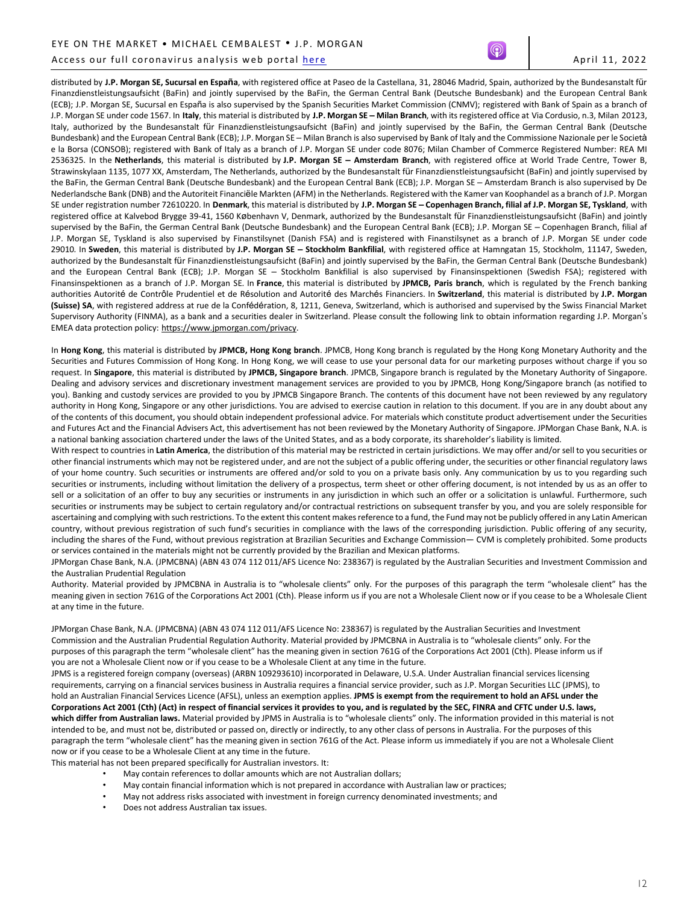distributed by **J.P. Morgan SE, Sucursal en España**, with registered office at Paseo de la Castellana, 31, 28046 Madrid, Spain, authorized by the Bundesanstalt für Finanzdienstleistungsaufsicht (BaFin) and jointly supervised by the BaFin, the German Central Bank (Deutsche Bundesbank) and the European Central Bank (ECB); J.P. Morgan SE, Sucursal en España is also supervised by the Spanish Securities Market Commission (CNMV); registered with Bank of Spain as a branch of J.P. Morgan SE under code 1567. In **Italy**, this material is distributed by **J.P. Morgan SE – Milan Branch**, with its registered office at Via Cordusio, n.3, Milan 20123, Italy, authorized by the Bundesanstalt für Finanzdienstleistungsaufsicht (BaFin) and jointly supervised by the BaFin, the German Central Bank (Deutsche Bundesbank) and the European Central Bank (ECB); J.P. Morgan SE – Milan Branch is also supervised by Bank of Italy and the Commissione Nazionale per le Società e la Borsa (CONSOB); registered with Bank of Italy as a branch of J.P. Morgan SE under code 8076; Milan Chamber of Commerce Registered Number: REA MI 2536325. In the **Netherlands**, this material is distributed by **J.P. Morgan SE – Amsterdam Branch**, with registered office at World Trade Centre, Tower B, Strawinskylaan 1135, 1077 XX, Amsterdam, The Netherlands, authorized by the Bundesanstalt für Finanzdienstleistungsaufsicht (BaFin) and jointly supervised by the BaFin, the German Central Bank (Deutsche Bundesbank) and the European Central Bank (ECB); J.P. Morgan SE – Amsterdam Branch is also supervised by De Nederlandsche Bank (DNB) and the Autoriteit Financiële Markten (AFM) in the Netherlands. Registered with the Kamer van Koophandel as a branch of J.P. Morgan SE under registration number 72610220. In **Denmark**, this material is distributed by **J.P. Morgan SE – Copenhagen Branch, filial af J.P. Morgan SE, Tyskland**, with registered office at Kalvebod Brygge 39-41, 1560 København V, Denmark, authorized by the Bundesanstalt für Finanzdienstleistungsaufsicht (BaFin) and jointly supervised by the BaFin, the German Central Bank (Deutsche Bundesbank) and the European Central Bank (ECB); J.P. Morgan SE – Copenhagen Branch, filial af J.P. Morgan SE, Tyskland is also supervised by Finanstilsynet (Danish FSA) and is registered with Finanstilsynet as a branch of J.P. Morgan SE under code 29010. In **Sweden**, this material is distributed by **J.P. Morgan SE – Stockholm Bankfilial**, with registered office at Hamngatan 15, Stockholm, 11147, Sweden, authorized by the Bundesanstalt für Finanzdienstleistungsaufsicht (BaFin) and jointly supervised by the BaFin, the German Central Bank (Deutsche Bundesbank) and the European Central Bank (ECB); J.P. Morgan SE – Stockholm Bankfilial is also supervised by Finansinspektionen (Swedish FSA); registered with Finansinspektionen as a branch of J.P. Morgan SE. In **France**, this material is distributed by **JPMCB, Paris branch**, which is regulated by the French banking authorities Autorité de Contrôle Prudentiel et de Résolution and Autorité des Marchés Financiers. In **Switzerland**, this material is distributed by **J.P. Morgan (Suisse) SA**, with registered address at rue de la Confédération, 8, 1211, Geneva, Switzerland, which is authorised and supervised by the Swiss Financial Market Supervisory Authority (FINMA), as a bank and a securities dealer in Switzerland. Please consult the following link to obtain information regarding J.P. Morgan's EMEA data protection policy: https://www.jpmorgan.com/privacy.

In **Hong Kong**, this material is distributed by **JPMCB, Hong Kong branch**. JPMCB, Hong Kong branch is regulated by the Hong Kong Monetary Authority and the Securities and Futures Commission of Hong Kong. In Hong Kong, we will cease to use your personal data for our marketing purposes without charge if you so request. In **Singapore**, this material is distributed by **JPMCB, Singapore branch**. JPMCB, Singapore branch is regulated by the Monetary Authority of Singapore. Dealing and advisory services and discretionary investment management services are provided to you by JPMCB, Hong Kong/Singapore branch (as notified to you). Banking and custody services are provided to you by JPMCB Singapore Branch. The contents of this document have not been reviewed by any regulatory authority in Hong Kong, Singapore or any other jurisdictions. You are advised to exercise caution in relation to this document. If you are in any doubt about any of the contents of this document, you should obtain independent professional advice. For materials which constitute product advertisement under the Securities and Futures Act and the Financial Advisers Act, this advertisement has not been reviewed by the Monetary Authority of Singapore. JPMorgan Chase Bank, N.A. is a national banking association chartered under the laws of the United States, and as a body corporate, its shareholder's liability is limited.

With respect to countries in **Latin America**, the distribution of this material may be restricted in certain jurisdictions. We may offer and/or sell to you securities or other financial instruments which may not be registered under, and are not the subject of a public offering under, the securities or other financial regulatory laws of your home country. Such securities or instruments are offered and/or sold to you on a private basis only. Any communication by us to you regarding such securities or instruments, including without limitation the delivery of a prospectus, term sheet or other offering document, is not intended by us as an offer to sell or a solicitation of an offer to buy any securities or instruments in any jurisdiction in which such an offer or a solicitation is unlawful. Furthermore, such securities or instruments may be subject to certain regulatory and/or contractual restrictions on subsequent transfer by you, and you are solely responsible for ascertaining and complying with such restrictions. To the extent this content makes reference to a fund, the Fund may not be publicly offered in any Latin American country, without previous registration of such fund's securities in compliance with the laws of the corresponding jurisdiction. Public offering of any security, including the shares of the Fund, without previous registration at Brazilian Securities and Exchange Commission— CVM is completely prohibited. Some products or services contained in the materials might not be currently provided by the Brazilian and Mexican platforms.

JPMorgan Chase Bank, N.A. (JPMCBNA) (ABN 43 074 112 011/AFS Licence No: 238367) is regulated by the Australian Securities and Investment Commission and the Australian Prudential Regulation

Authority. Material provided by JPMCBNA in Australia is to "wholesale clients" only. For the purposes of this paragraph the term "wholesale client" has the meaning given in section 761G of the Corporations Act 2001 (Cth). Please inform us if you are not a Wholesale Client now or if you cease to be a Wholesale Client at any time in the future.

JPMorgan Chase Bank, N.A. (JPMCBNA) (ABN 43 074 112 011/AFS Licence No: 238367) is regulated by the Australian Securities and Investment Commission and the Australian Prudential Regulation Authority. Material provided by JPMCBNA in Australia is to "wholesale clients" only. For the purposes of this paragraph the term "wholesale client" has the meaning given in section 761G of the Corporations Act 2001 (Cth). Please inform us if you are not a Wholesale Client now or if you cease to be a Wholesale Client at any time in the future.

JPMS is a registered foreign company (overseas) (ARBN 109293610) incorporated in Delaware, U.S.A. Under Australian financial services licensing requirements, carrying on a financial services business in Australia requires a financial service provider, such as J.P. Morgan Securities LLC (JPMS), to hold an Australian Financial Services Licence (AFSL), unless an exemption applies. **JPMS is exempt from the requirement to hold an AFSL under the Corporations Act 2001 (Cth) (Act) in respect of financial services it provides to you, and is regulated by the SEC, FINRA and CFTC under U.S. laws, which differ from Australian laws.** Material provided by JPMS in Australia is to "wholesale clients" only. The information provided in this material is not intended to be, and must not be, distributed or passed on, directly or indirectly, to any other class of persons in Australia. For the purposes of this paragraph the term "wholesale client" has the meaning given in section 761G of the Act. Please inform us immediately if you are not a Wholesale Client now or if you cease to be a Wholesale Client at any time in the future.

This material has not been prepared specifically for Australian investors. It:

- May contain references to dollar amounts which are not Australian dollars;
- May contain financial information which is not prepared in accordance with Australian law or practices;
- May not address risks associated with investment in foreign currency denominated investments; and
- Does not address Australian tax issues.